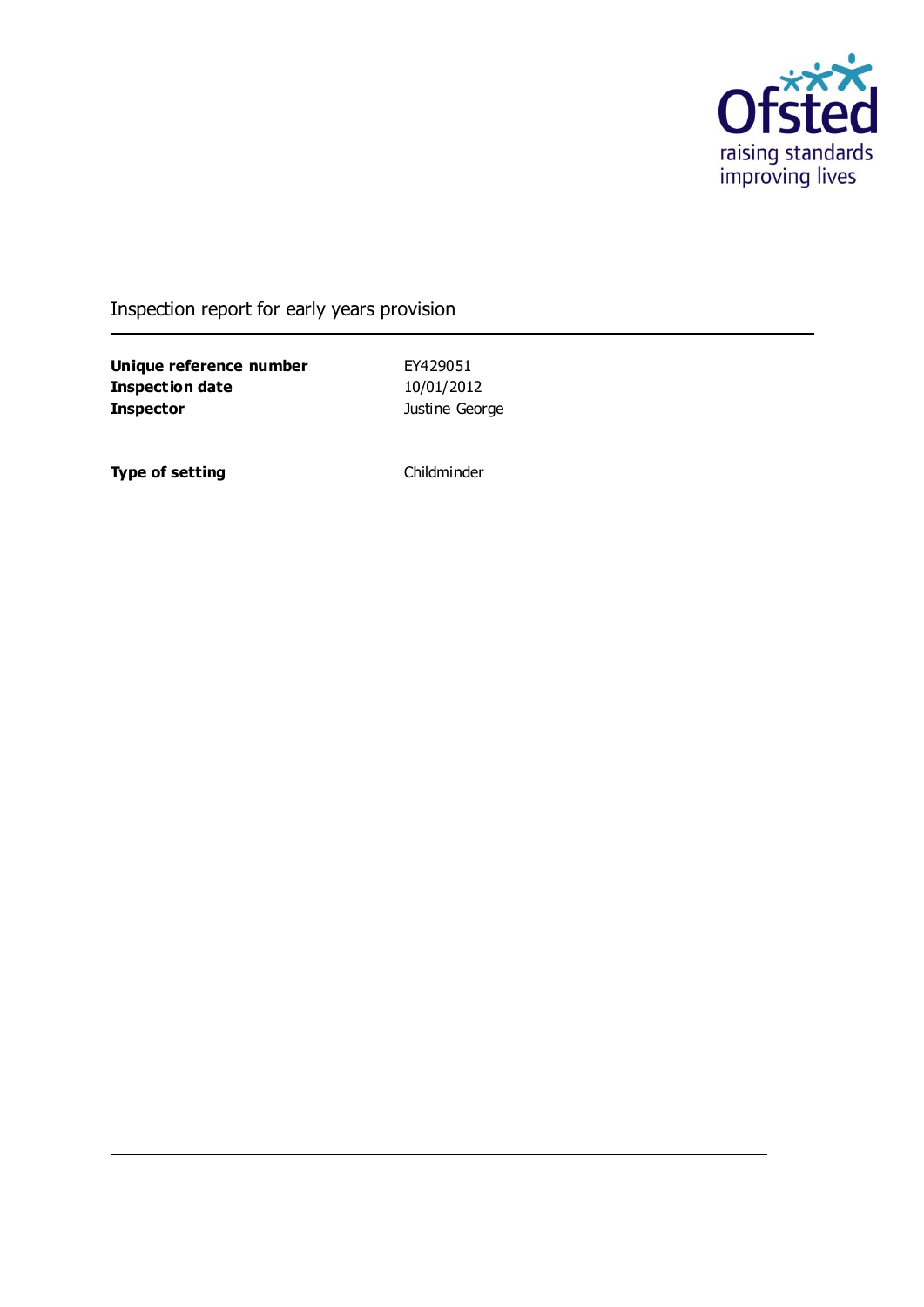Ofsted
raising standards
improving lives

Inspection report for early years provision

| | |
|---|---|
| **Unique reference number** | EY429051 |
| **Inspection date** | 10/01/2012 |
| **Inspector** | Justine George |
| | |
| **Type of setting** | Childminder |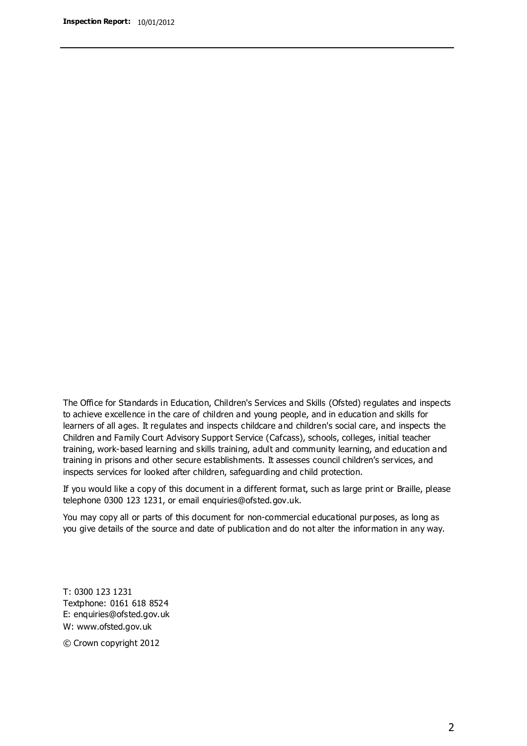The Office for Standards in Education, Children's Services and Skills (Ofsted) regulates and inspects to achieve excellence in the care of children and young people, and in education and skills for learners of all ages. It regulates and inspects childcare and children's social care, and inspects the Children and Family Court Advisory Support Service (Cafcass), schools, colleges, initial teacher training, work-based learning and skills training, adult and community learning, and education and training in prisons and other secure establishments. It assesses council children's services, and inspects services for looked after children, safeguarding and child protection.

If you would like a copy of this document in a different format, such as large print or Braille, please telephone 0300 123 1231, or email enquiries@ofsted.gov.uk.

You may copy all or parts of this document for non-commercial educational purposes, as long as you give details of the source and date of publication and do not alter the information in any way.

T: 0300 123 1231
Textphone: 0161 618 8524
E: enquiries@ofsted.gov.uk
W: www.ofsted.gov.uk

© Crown copyright 2012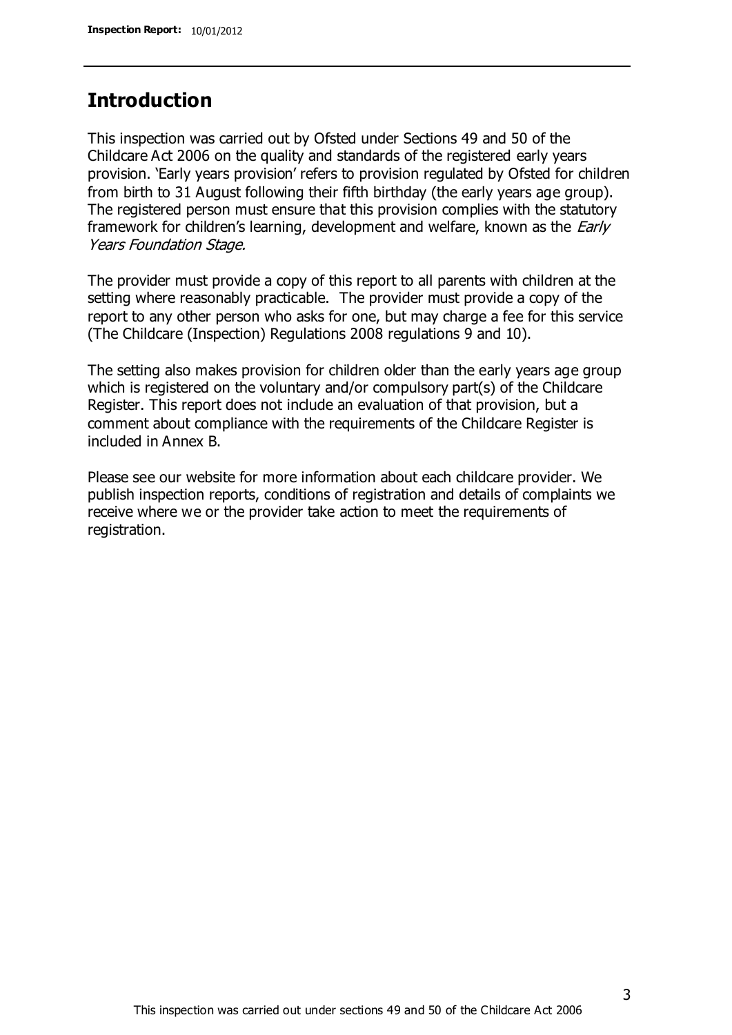## Introduction

This inspection was carried out by Ofsted under Sections 49 and 50 of the Childcare Act 2006 on the quality and standards of the registered early years provision. 'Early years provision' refers to provision regulated by Ofsted for children from birth to 31 August following their fifth birthday (the early years age group). The registered person must ensure that this provision complies with the statutory framework for children's learning, development and welfare, known as the *Early Years Foundation Stage.*

The provider must provide a copy of this report to all parents with children at the setting where reasonably practicable. The provider must provide a copy of the report to any other person who asks for one, but may charge a fee for this service (The Childcare (Inspection) Regulations 2008 regulations 9 and 10).

The setting also makes provision for children older than the early years age group which is registered on the voluntary and/or compulsory part(s) of the Childcare Register. This report does not include an evaluation of that provision, but a comment about compliance with the requirements of the Childcare Register is included in Annex B.

Please see our website for more information about each childcare provider. We publish inspection reports, conditions of registration and details of complaints we receive where we or the provider take action to meet the requirements of registration.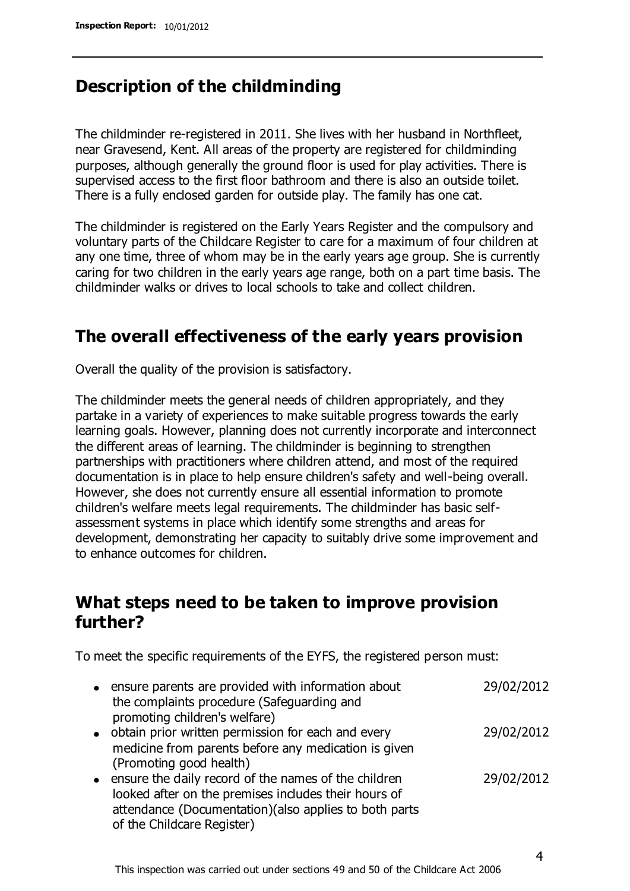## Description of the childminding

The childminder re-registered in 2011. She lives with her husband in Northfleet, near Gravesend, Kent. All areas of the property are registered for childminding purposes, although generally the ground floor is used for play activities. There is supervised access to the first floor bathroom and there is also an outside toilet. There is a fully enclosed garden for outside play. The family has one cat.

The childminder is registered on the Early Years Register and the compulsory and voluntary parts of the Childcare Register to care for a maximum of four children at any one time, three of whom may be in the early years age group. She is currently caring for two children in the early years age range, both on a part time basis. The childminder walks or drives to local schools to take and collect children.

## The overall effectiveness of the early years provision

Overall the quality of the provision is satisfactory.

The childminder meets the general needs of children appropriately, and they partake in a variety of experiences to make suitable progress towards the early learning goals. However, planning does not currently incorporate and interconnect the different areas of learning. The childminder is beginning to strengthen partnerships with practitioners where children attend, and most of the required documentation is in place to help ensure children's safety and well-being overall. However, she does not currently ensure all essential information to promote children's welfare meets legal requirements. The childminder has basic self-assessment systems in place which identify some strengths and areas for development, demonstrating her capacity to suitably drive some improvement and to enhance outcomes for children.

## What steps need to be taken to improve provision further?

To meet the specific requirements of the EYFS, the registered person must:

| | |
|---|---|
| • ensure parents are provided with information about the complaints procedure (Safeguarding and promoting children's welfare) | 29/02/2012 |
| • obtain prior written permission for each and every medicine from parents before any medication is given (Promoting good health) | 29/02/2012 |
| • ensure the daily record of the names of the children looked after on the premises includes their hours of attendance (Documentation)(also applies to both parts of the Childcare Register) | 29/02/2012 |

This inspection was carried out under sections 49 and 50 of the Childcare Act 2006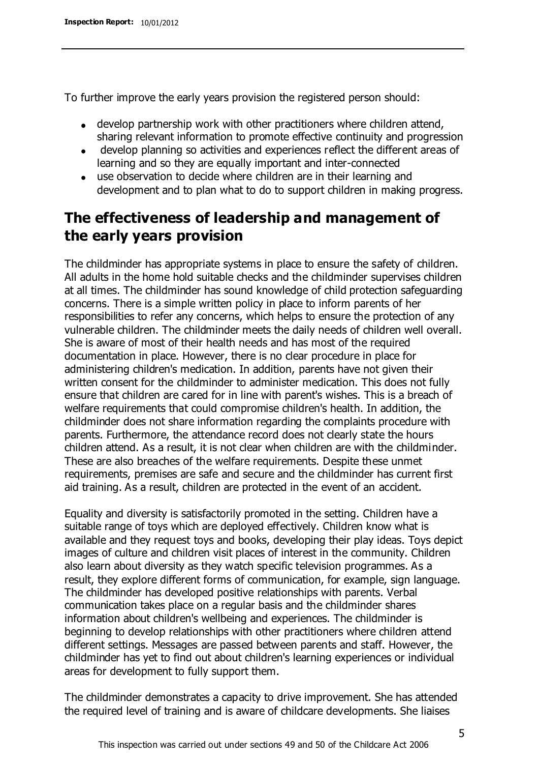To further improve the early years provision the registered person should:

- develop partnership work with other practitioners where children attend, sharing relevant information to promote effective continuity and progression
- develop planning so activities and experiences reflect the different areas of learning and so they are equally important and inter-connected
- use observation to decide where children are in their learning and development and to plan what to do to support children in making progress.

## The effectiveness of leadership and management of the early years provision

The childminder has appropriate systems in place to ensure the safety of children. All adults in the home hold suitable checks and the childminder supervises children at all times. The childminder has sound knowledge of child protection safeguarding concerns. There is a simple written policy in place to inform parents of her responsibilities to refer any concerns, which helps to ensure the protection of any vulnerable children. The childminder meets the daily needs of children well overall. She is aware of most of their health needs and has most of the required documentation in place. However, there is no clear procedure in place for administering children's medication. In addition, parents have not given their written consent for the childminder to administer medication. This does not fully ensure that children are cared for in line with parent's wishes. This is a breach of welfare requirements that could compromise children's health. In addition, the childminder does not share information regarding the complaints procedure with parents. Furthermore, the attendance record does not clearly state the hours children attend. As a result, it is not clear when children are with the childminder. These are also breaches of the welfare requirements. Despite these unmet requirements, premises are safe and secure and the childminder has current first aid training. As a result, children are protected in the event of an accident.

Equality and diversity is satisfactorily promoted in the setting. Children have a suitable range of toys which are deployed effectively. Children know what is available and they request toys and books, developing their play ideas. Toys depict images of culture and children visit places of interest in the community. Children also learn about diversity as they watch specific television programmes. As a result, they explore different forms of communication, for example, sign language. The childminder has developed positive relationships with parents. Verbal communication takes place on a regular basis and the childminder shares information about children's wellbeing and experiences. The childminder is beginning to develop relationships with other practitioners where children attend different settings. Messages are passed between parents and staff. However, the childminder has yet to find out about children's learning experiences or individual areas for development to fully support them.

The childminder demonstrates a capacity to drive improvement. She has attended the required level of training and is aware of childcare developments. She liaises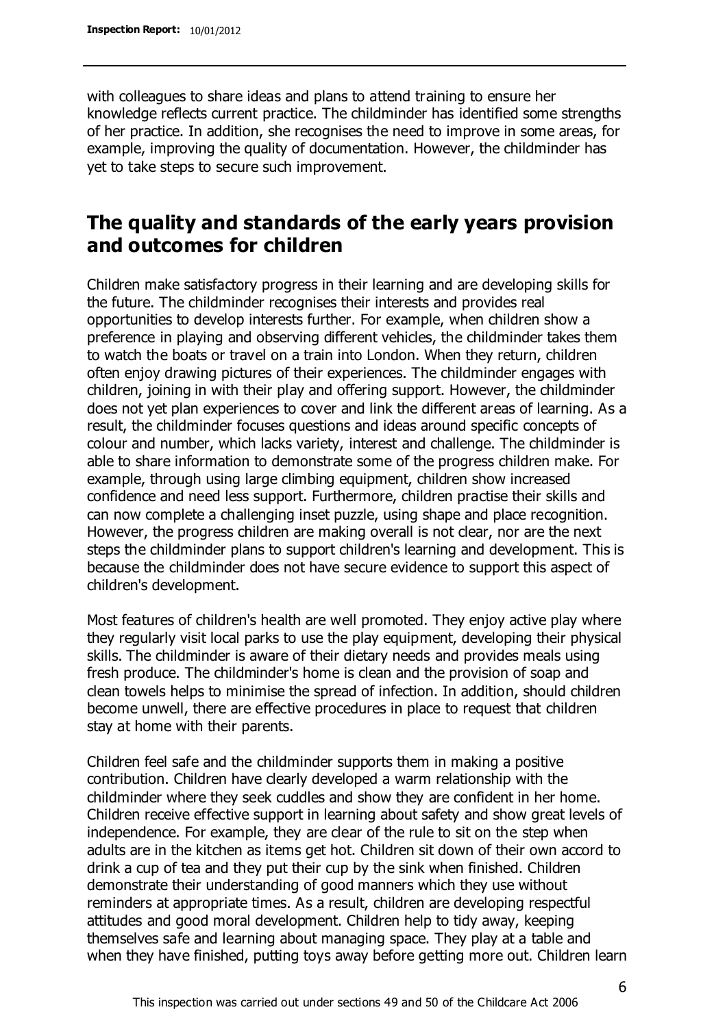with colleagues to share ideas and plans to attend training to ensure her knowledge reflects current practice. The childminder has identified some strengths of her practice. In addition, she recognises the need to improve in some areas, for example, improving the quality of documentation. However, the childminder has yet to take steps to secure such improvement.

## The quality and standards of the early years provision and outcomes for children

Children make satisfactory progress in their learning and are developing skills for the future. The childminder recognises their interests and provides real opportunities to develop interests further. For example, when children show a preference in playing and observing different vehicles, the childminder takes them to watch the boats or travel on a train into London. When they return, children often enjoy drawing pictures of their experiences. The childminder engages with children, joining in with their play and offering support. However, the childminder does not yet plan experiences to cover and link the different areas of learning. As a result, the childminder focuses questions and ideas around specific concepts of colour and number, which lacks variety, interest and challenge. The childminder is able to share information to demonstrate some of the progress children make. For example, through using large climbing equipment, children show increased confidence and need less support. Furthermore, children practise their skills and can now complete a challenging inset puzzle, using shape and place recognition. However, the progress children are making overall is not clear, nor are the next steps the childminder plans to support children's learning and development. This is because the childminder does not have secure evidence to support this aspect of children's development.

Most features of children's health are well promoted. They enjoy active play where they regularly visit local parks to use the play equipment, developing their physical skills. The childminder is aware of their dietary needs and provides meals using fresh produce. The childminder's home is clean and the provision of soap and clean towels helps to minimise the spread of infection. In addition, should children become unwell, there are effective procedures in place to request that children stay at home with their parents.

Children feel safe and the childminder supports them in making a positive contribution. Children have clearly developed a warm relationship with the childminder where they seek cuddles and show they are confident in her home. Children receive effective support in learning about safety and show great levels of independence. For example, they are clear of the rule to sit on the step when adults are in the kitchen as items get hot. Children sit down of their own accord to drink a cup of tea and they put their cup by the sink when finished. Children demonstrate their understanding of good manners which they use without reminders at appropriate times. As a result, children are developing respectful attitudes and good moral development. Children help to tidy away, keeping themselves safe and learning about managing space. They play at a table and when they have finished, putting toys away before getting more out. Children learn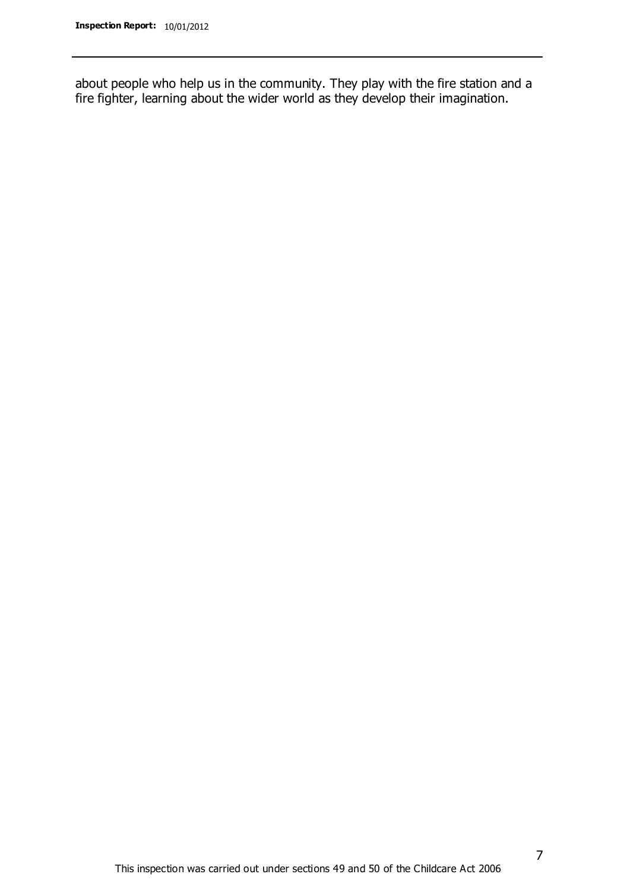about people who help us in the community. They play with the fire station and a fire fighter, learning about the wider world as they develop their imagination.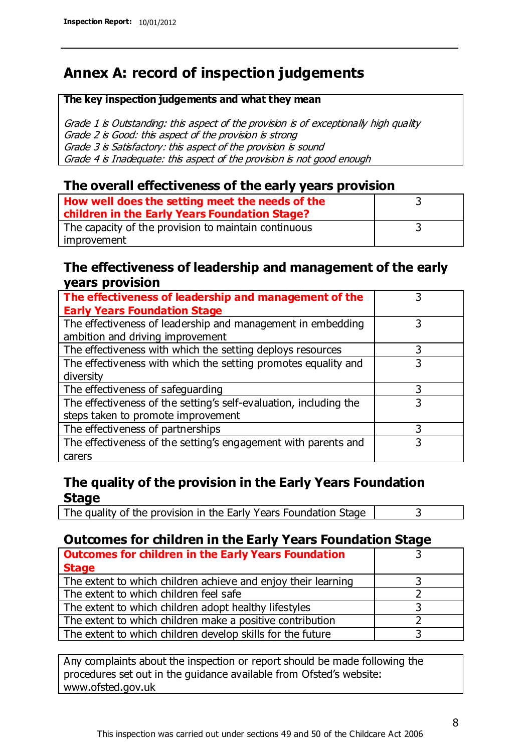# Annex A: record of inspection judgements

| The key inspection judgements and what they mean |
|---|
| *Grade 1 is Outstanding: this aspect of the provision is of exceptionally high quality*<br>*Grade 2 is Good: this aspect of the provision is strong*<br>*Grade 3 is Satisfactory: this aspect of the provision is sound*<br>*Grade 4 is Inadequate: this aspect of the provision is not good enough* |

## The overall effectiveness of the early years provision

| | |
|---|---|
| **How well does the setting meet the needs of the children in the Early Years Foundation Stage?** | 3 |
| The capacity of the provision to maintain continuous improvement | 3 |

## The effectiveness of leadership and management of the early years provision

| | |
|---|---|
| **The effectiveness of leadership and management of the Early Years Foundation Stage** | 3 |
| The effectiveness of leadership and management in embedding ambition and driving improvement | 3 |
| The effectiveness with which the setting deploys resources | 3 |
| The effectiveness with which the setting promotes equality and diversity | 3 |
| The effectiveness of safeguarding | 3 |
| The effectiveness of the setting's self-evaluation, including the steps taken to promote improvement | 3 |
| The effectiveness of partnerships | 3 |
| The effectiveness of the setting's engagement with parents and carers | 3 |

## The quality of the provision in the Early Years Foundation Stage

| | |
|---|---|
| The quality of the provision in the Early Years Foundation Stage | 3 |

## Outcomes for children in the Early Years Foundation Stage

| | |
|---|---|
| **Outcomes for children in the Early Years Foundation Stage** | 3 |
| The extent to which children achieve and enjoy their learning | 3 |
| The extent to which children feel safe | 2 |
| The extent to which children adopt healthy lifestyles | 3 |
| The extent to which children make a positive contribution | 2 |
| The extent to which children develop skills for the future | 3 |

Any complaints about the inspection or report should be made following the procedures set out in the guidance available from Ofsted's website: www.ofsted.gov.uk

This inspection was carried out under sections 49 and 50 of the Childcare Act 2006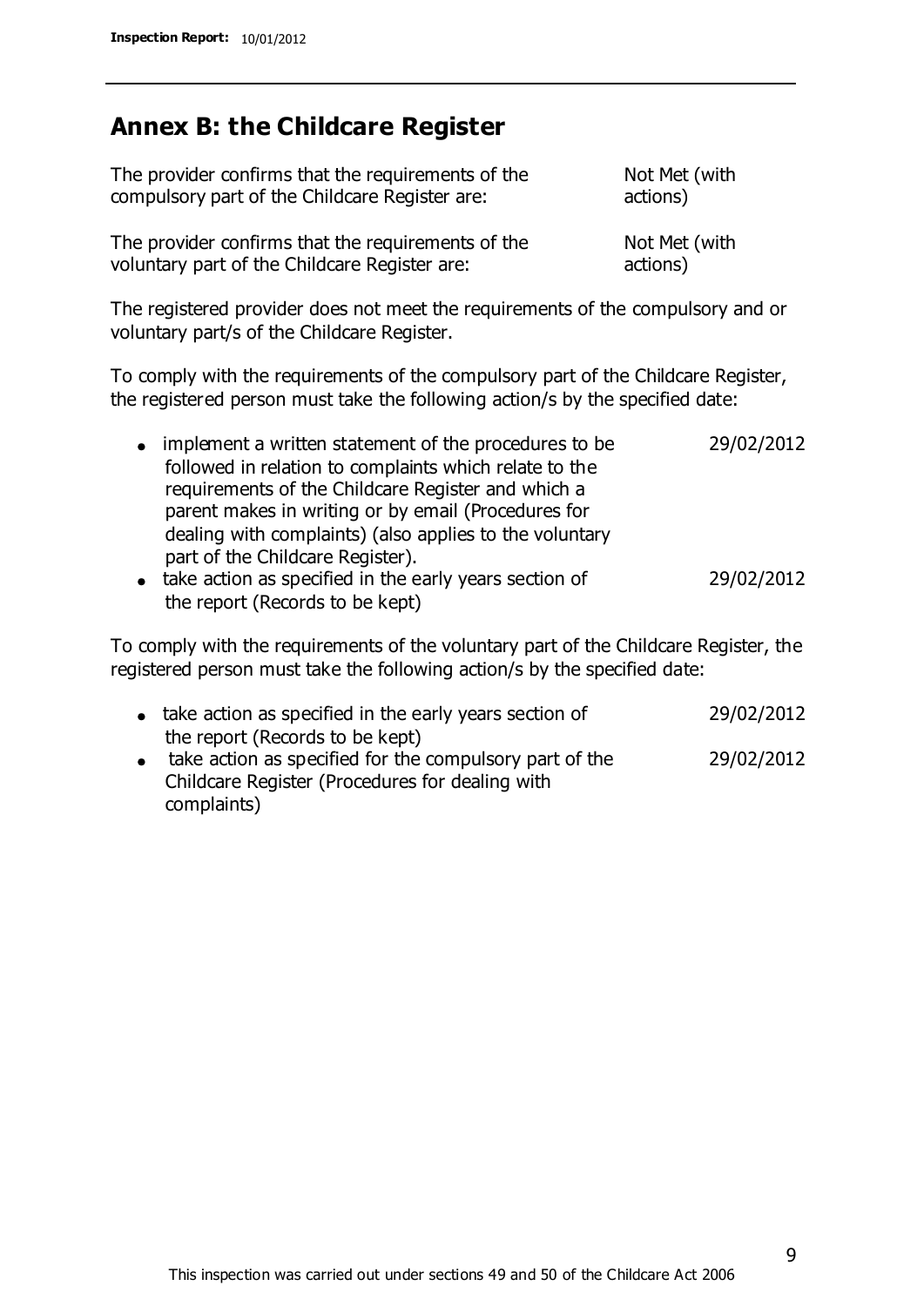## Annex B: the Childcare Register

| | |
|---|---|
| The provider confirms that the requirements of the compulsory part of the Childcare Register are: | Not Met (with actions) |
| The provider confirms that the requirements of the voluntary part of the Childcare Register are: | Not Met (with actions) |

The registered provider does not meet the requirements of the compulsory and or voluntary part/s of the Childcare Register.

To comply with the requirements of the compulsory part of the Childcare Register, the registered person must take the following action/s by the specified date:

| | |
|---|---|
| • implement a written statement of the procedures to be followed in relation to complaints which relate to the requirements of the Childcare Register and which a parent makes in writing or by email (Procedures for dealing with complaints) (also applies to the voluntary part of the Childcare Register). | 29/02/2012 |
| • take action as specified in the early years section of the report (Records to be kept) | 29/02/2012 |

To comply with the requirements of the voluntary part of the Childcare Register, the registered person must take the following action/s by the specified date:

| | |
|---|---|
| • take action as specified in the early years section of the report (Records to be kept) | 29/02/2012 |
| • take action as specified for the compulsory part of the Childcare Register (Procedures for dealing with complaints) | 29/02/2012 |

This inspection was carried out under sections 49 and 50 of the Childcare Act 2006